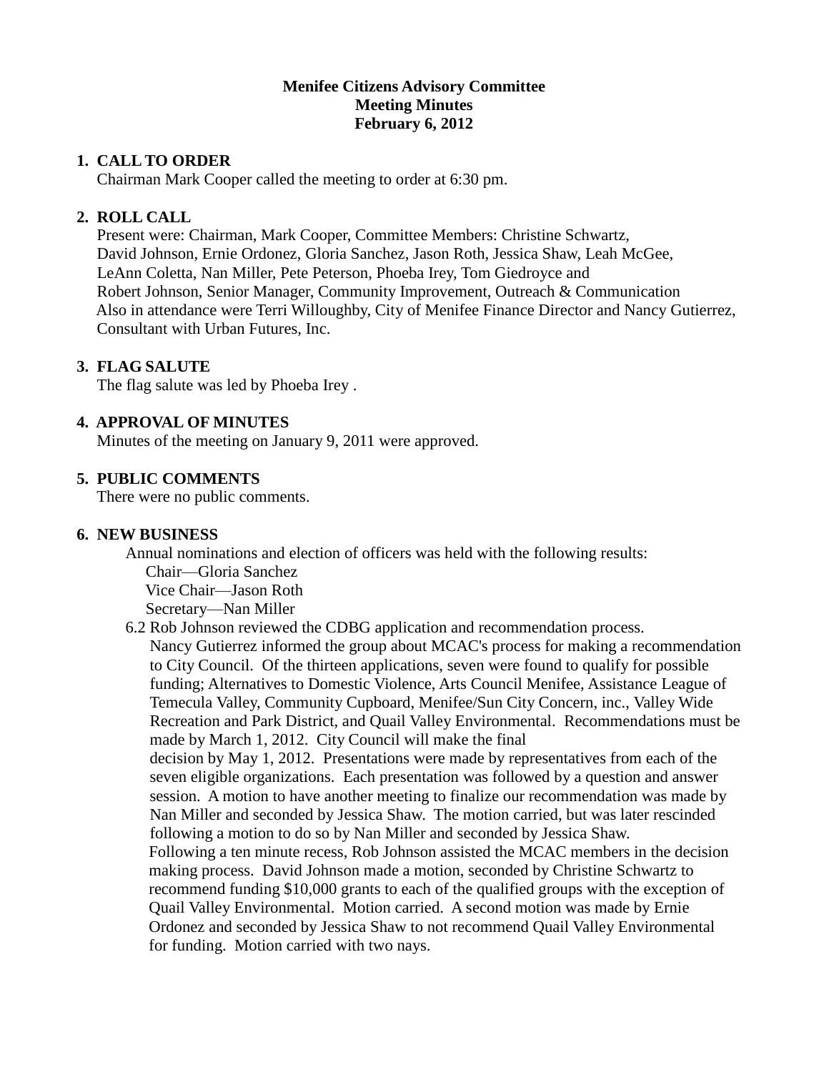**Menifee Citizens Advisory Committee**
**Meeting Minutes**
**February 6, 2012**

1. **CALL TO ORDER**
   Chairman Mark Cooper called the meeting to order at 6:30 pm.

2. **ROLL CALL**
   Present were: Chairman, Mark Cooper, Committee Members: Christine Schwartz, David Johnson, Ernie Ordonez, Gloria Sanchez, Jason Roth, Jessica Shaw, Leah McGee, LeAnn Coletta, Nan Miller, Pete Peterson, Phoeba Irey, Tom Giedroyce and Robert Johnson, Senior Manager, Community Improvement, Outreach & Communication
   Also in attendance were Terri Willoughby, City of Menifee Finance Director and Nancy Gutierrez, Consultant with Urban Futures, Inc.

3. **FLAG SALUTE**
   The flag salute was led by Phoeba Irey .

4. **APPROVAL OF MINUTES**
   Minutes of the meeting on January 9, 2011 were approved.

5. **PUBLIC COMMENTS**
   There were no public comments.

6. **NEW BUSINESS**
   Annual nominations and election of officers was held with the following results:
   Chair—Gloria Sanchez
   Vice Chair—Jason Roth
   Secretary—Nan Miller

   6.2 Rob Johnson reviewed the CDBG application and recommendation process.
   Nancy Gutierrez informed the group about MCAC's process for making a recommendation to City Council. Of the thirteen applications, seven were found to qualify for possible funding; Alternatives to Domestic Violence, Arts Council Menifee, Assistance League of Temecula Valley, Community Cupboard, Menifee/Sun City Concern, inc., Valley Wide Recreation and Park District, and Quail Valley Environmental. Recommendations must be made by March 1, 2012. City Council will make the final decision by May 1, 2012. Presentations were made by representatives from each of the seven eligible organizations. Each presentation was followed by a question and answer session. A motion to have another meeting to finalize our recommendation was made by Nan Miller and seconded by Jessica Shaw. The motion carried, but was later rescinded following a motion to do so by Nan Miller and seconded by Jessica Shaw.
   Following a ten minute recess, Rob Johnson assisted the MCAC members in the decision making process. David Johnson made a motion, seconded by Christine Schwartz to recommend funding $10,000 grants to each of the qualified groups with the exception of Quail Valley Environmental. Motion carried. A second motion was made by Ernie Ordonez and seconded by Jessica Shaw to not recommend Quail Valley Environmental for funding. Motion carried with two nays.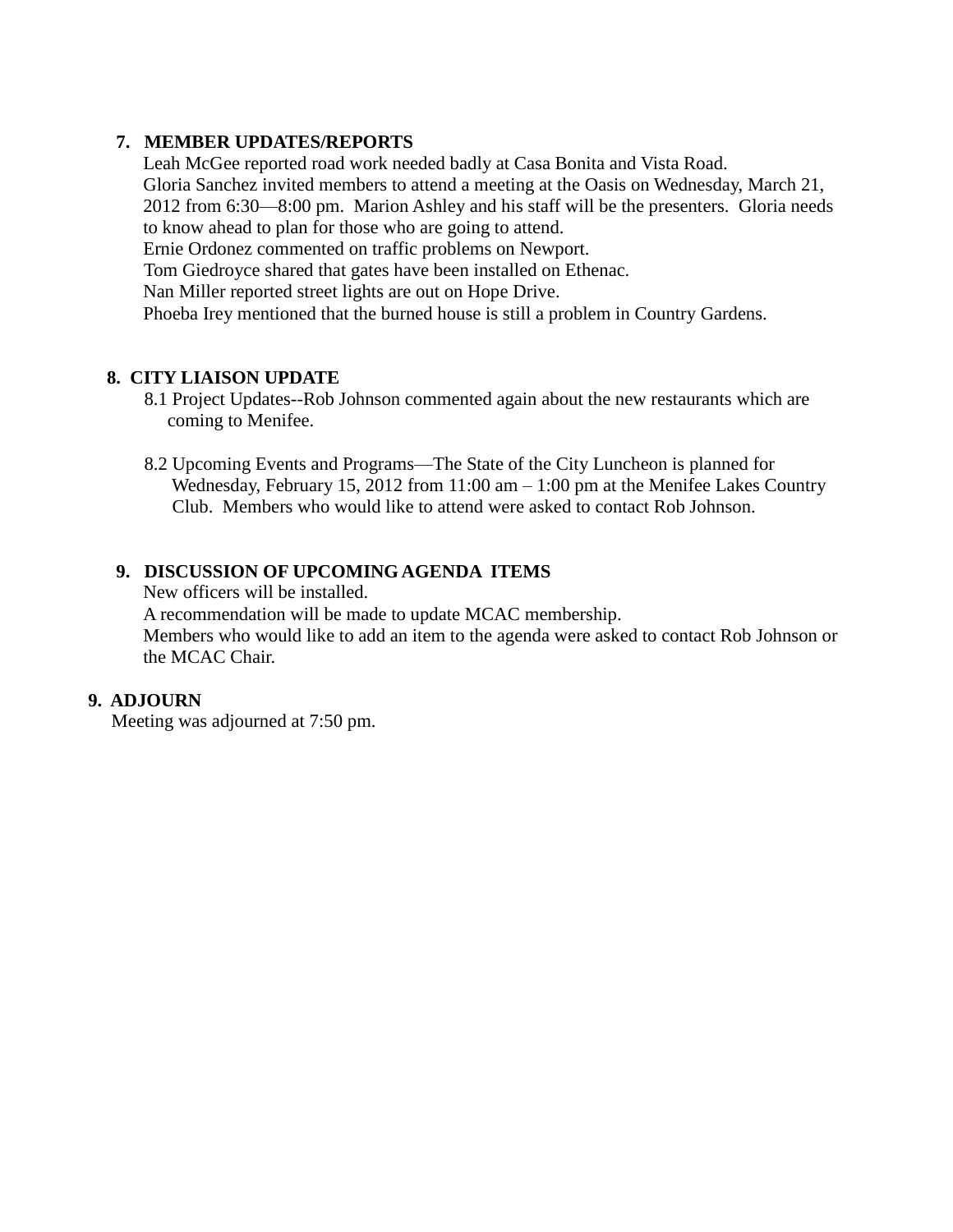**7. MEMBER UPDATES/REPORTS**

Leah McGee reported road work needed badly at Casa Bonita and Vista Road.
Gloria Sanchez invited members to attend a meeting at the Oasis on Wednesday, March 21, 2012 from 6:30—8:00 pm. Marion Ashley and his staff will be the presenters. Gloria needs to know ahead to plan for those who are going to attend.
Ernie Ordonez commented on traffic problems on Newport.
Tom Giedroyce shared that gates have been installed on Ethenac.
Nan Miller reported street lights are out on Hope Drive.
Phoeba Irey mentioned that the burned house is still a problem in Country Gardens.

**8. CITY LIAISON UPDATE**

8.1 Project Updates--Rob Johnson commented again about the new restaurants which are coming to Menifee.

8.2 Upcoming Events and Programs—The State of the City Luncheon is planned for Wednesday, February 15, 2012 from 11:00 am – 1:00 pm at the Menifee Lakes Country Club. Members who would like to attend were asked to contact Rob Johnson.

**9. DISCUSSION OF UPCOMING AGENDA ITEMS**

New officers will be installed.
A recommendation will be made to update MCAC membership.
Members who would like to add an item to the agenda were asked to contact Rob Johnson or the MCAC Chair.

**9. ADJOURN**

Meeting was adjourned at 7:50 pm.